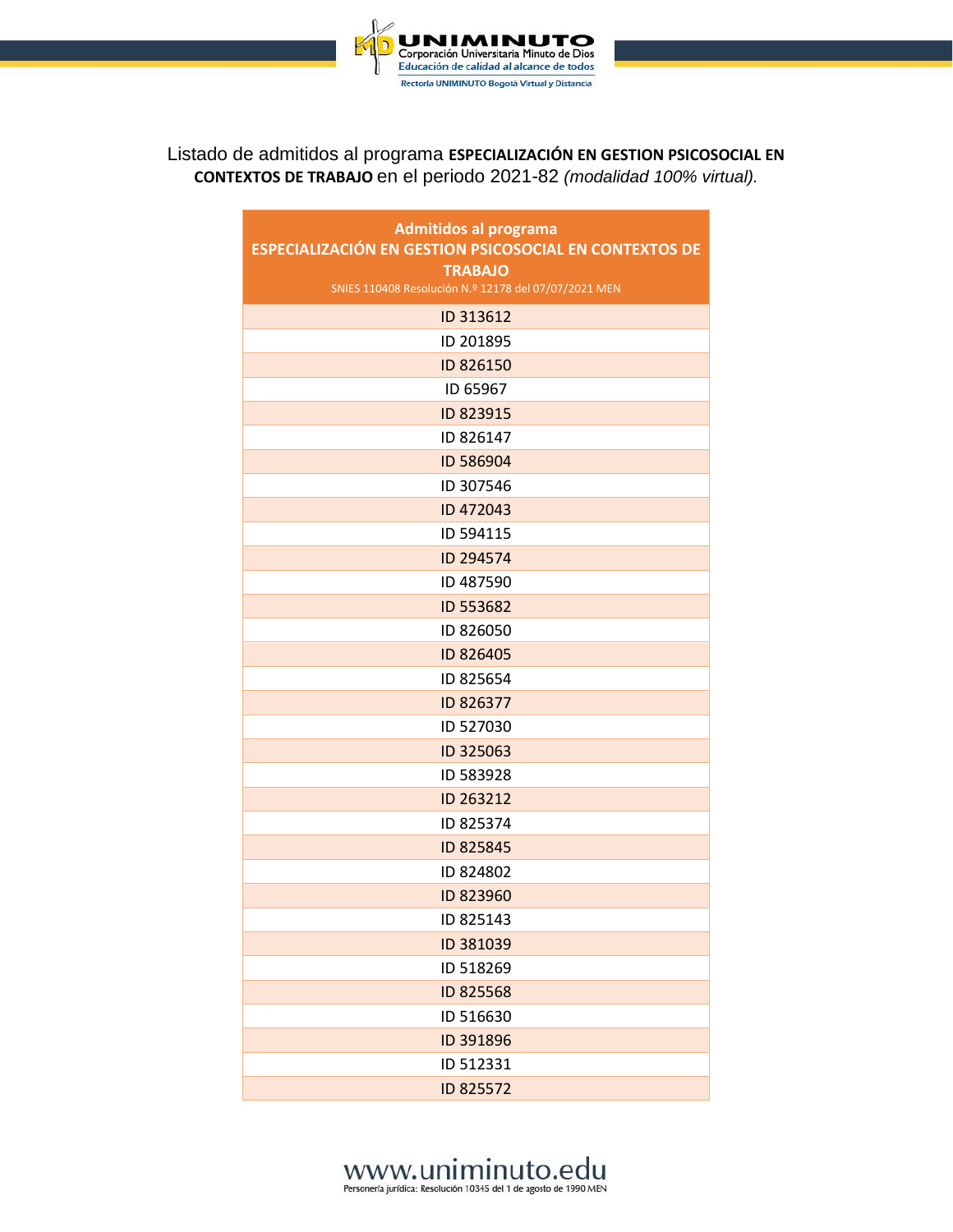Listado de admitidos al programa **ESPECIALIZACIÓN EN GESTION PSICOSOCIAL EN CONTEXTOS DE TRABAJO** en el periodo 2021-82 *(modalidad 100% virtual).*

| **Admitidos al programa**<br>**ESPECIALIZACIÓN EN GESTION PSICOSOCIAL EN CONTEXTOS DE TRABAJO**<br>SNIES 110408 Resolución N.º 12178 del 07/07/2021 MEN |
|---|
| ID 313612 |
| ID 201895 |
| ID 826150 |
| ID 65967 |
| ID 823915 |
| ID 826147 |
| ID 586904 |
| ID 307546 |
| ID 472043 |
| ID 594115 |
| ID 294574 |
| ID 487590 |
| ID 553682 |
| ID 826050 |
| ID 826405 |
| ID 825654 |
| ID 826377 |
| ID 527030 |
| ID 325063 |
| ID 583928 |
| ID 263212 |
| ID 825374 |
| ID 825845 |
| ID 824802 |
| ID 823960 |
| ID 825143 |
| ID 381039 |
| ID 518269 |
| ID 825568 |
| ID 516630 |
| ID 391896 |
| ID 512331 |
| ID 825572 |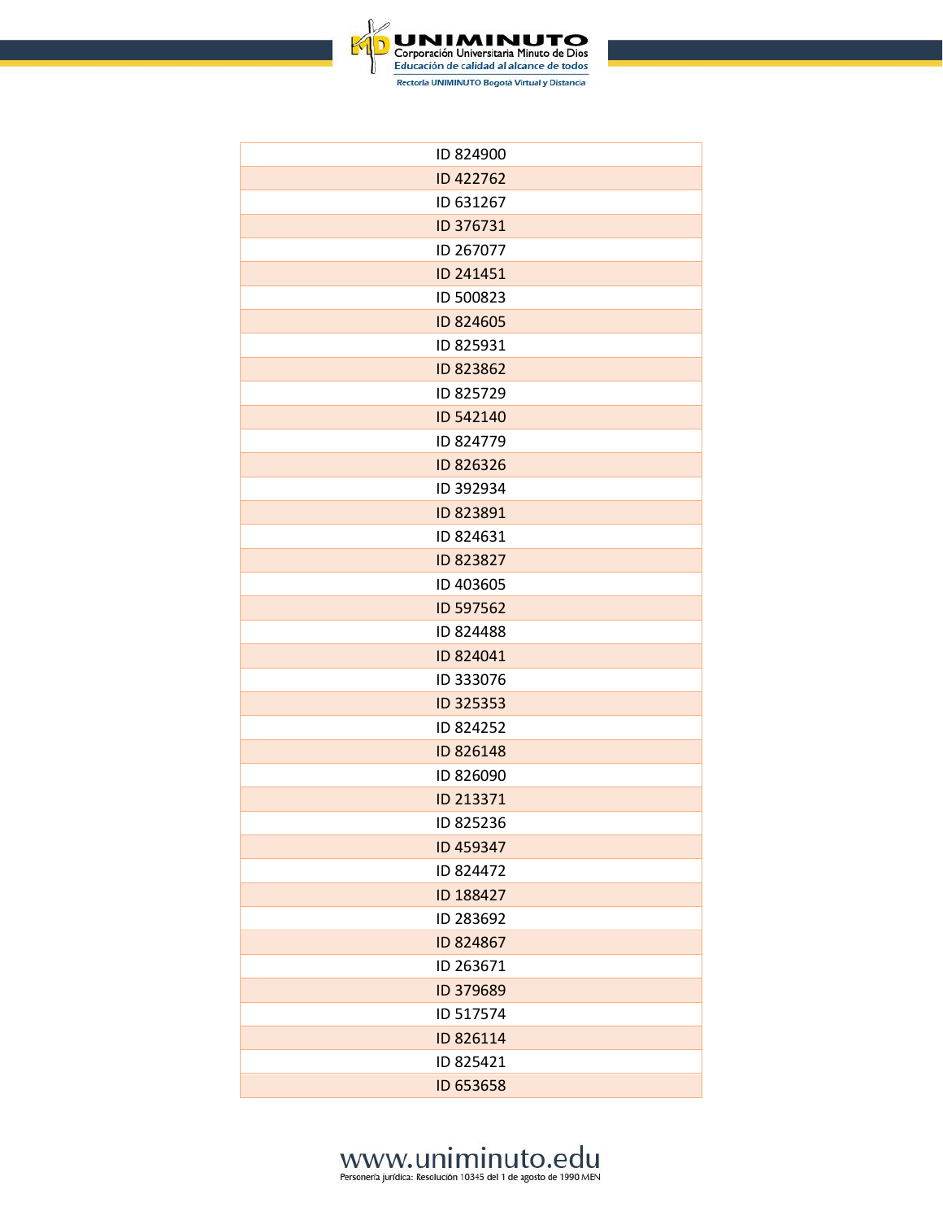| ID 824900 |
| --- |
| ID 422762 |
| ID 631267 |
| ID 376731 |
| ID 267077 |
| ID 241451 |
| ID 500823 |
| ID 824605 |
| ID 825931 |
| ID 823862 |
| ID 825729 |
| ID 542140 |
| ID 824779 |
| ID 826326 |
| ID 392934 |
| ID 823891 |
| ID 824631 |
| ID 823827 |
| ID 403605 |
| ID 597562 |
| ID 824488 |
| ID 824041 |
| ID 333076 |
| ID 325353 |
| ID 824252 |
| ID 826148 |
| ID 826090 |
| ID 213371 |
| ID 825236 |
| ID 459347 |
| ID 824472 |
| ID 188427 |
| ID 283692 |
| ID 824867 |
| ID 263671 |
| ID 379689 |
| ID 517574 |
| ID 826114 |
| ID 825421 |
| ID 653658 |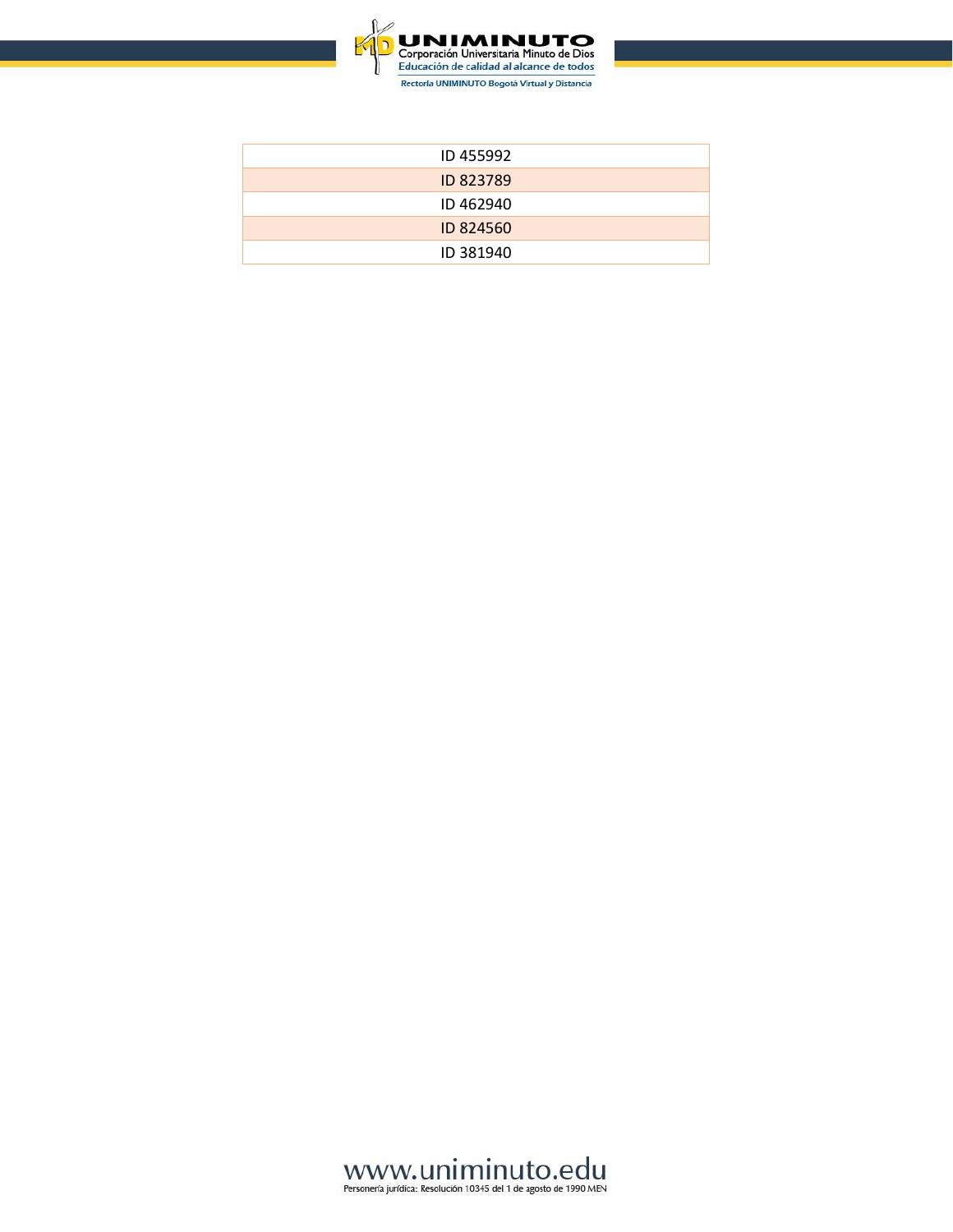| ID 455992 |
| --- |
| ID 823789 |
| ID 462940 |
| ID 824560 |
| ID 381940 |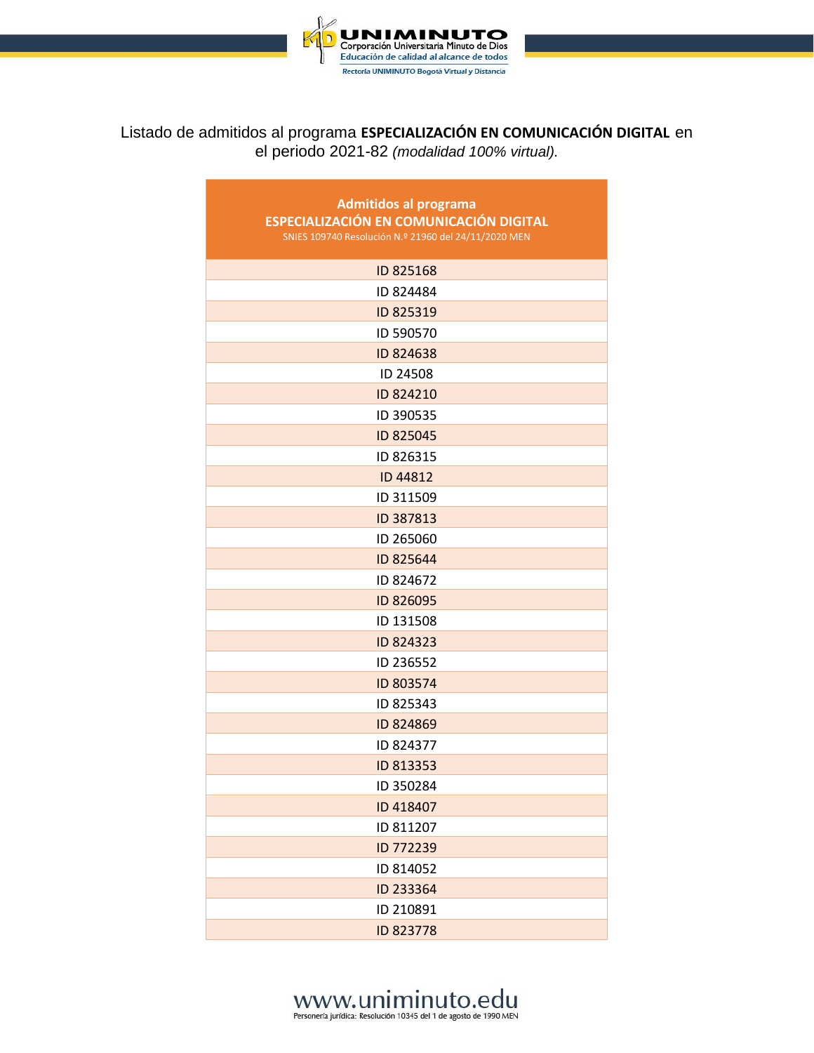Listado de admitidos al programa **ESPECIALIZACIÓN EN COMUNICACIÓN DIGITAL** en el periodo 2021-82 *(modalidad 100% virtual).*

| Admitidos al programa **ESPECIALIZACIÓN EN COMUNICACIÓN DIGITAL** SNIES 109740 Resolución N.º 21960 del 24/11/2020 MEN |
|---|
| ID 825168 |
| ID 824484 |
| ID 825319 |
| ID 590570 |
| ID 824638 |
| ID 24508 |
| ID 824210 |
| ID 390535 |
| ID 825045 |
| ID 826315 |
| ID 44812 |
| ID 311509 |
| ID 387813 |
| ID 265060 |
| ID 825644 |
| ID 824672 |
| ID 826095 |
| ID 131508 |
| ID 824323 |
| ID 236552 |
| ID 803574 |
| ID 825343 |
| ID 824869 |
| ID 824377 |
| ID 813353 |
| ID 350284 |
| ID 418407 |
| ID 811207 |
| ID 772239 |
| ID 814052 |
| ID 233364 |
| ID 210891 |
| ID 823778 |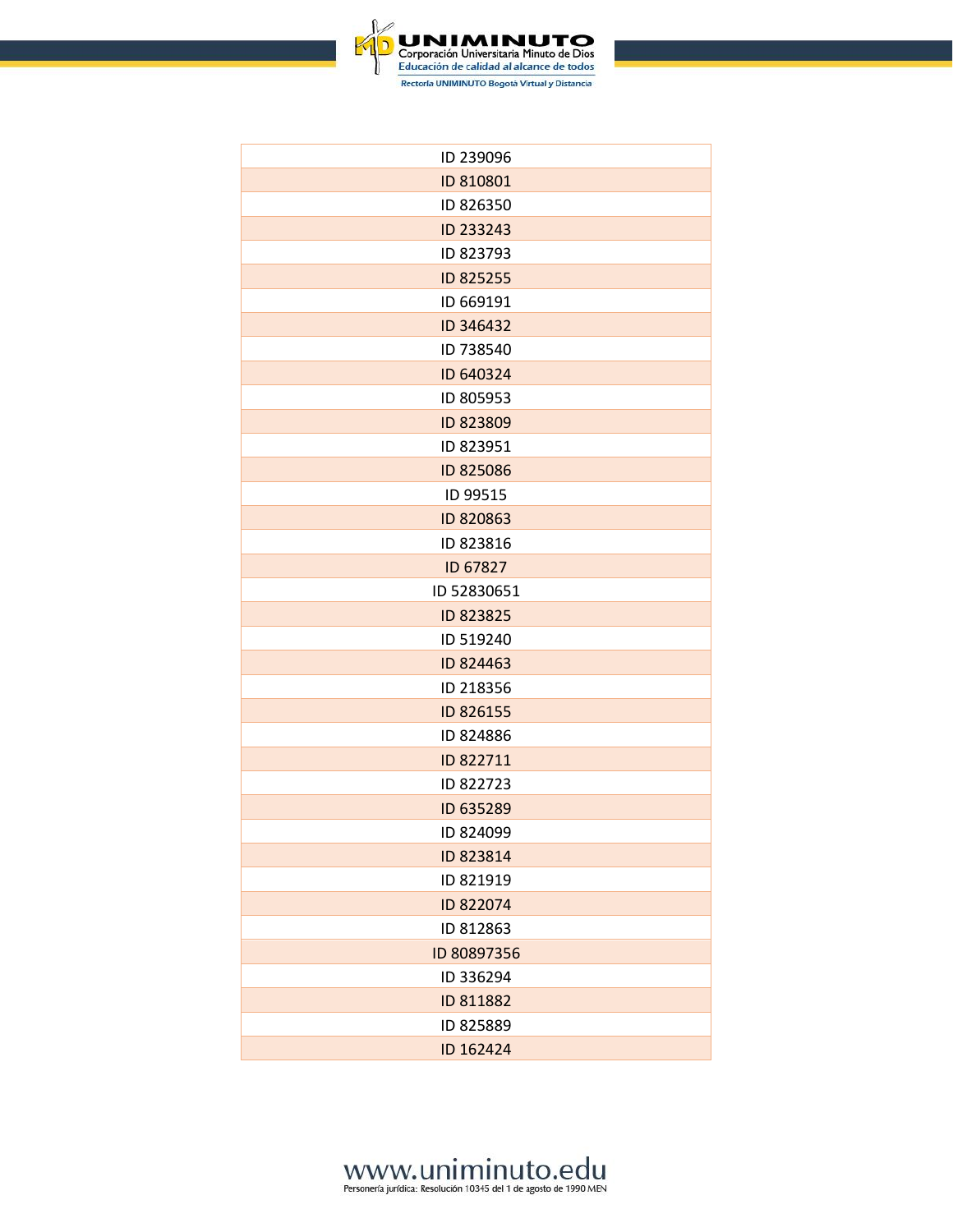| ID 239096 |
| --- |
| ID 810801 |
| ID 826350 |
| ID 233243 |
| ID 823793 |
| ID 825255 |
| ID 669191 |
| ID 346432 |
| ID 738540 |
| ID 640324 |
| ID 805953 |
| ID 823809 |
| ID 823951 |
| ID 825086 |
| ID 99515 |
| ID 820863 |
| ID 823816 |
| ID 67827 |
| ID 52830651 |
| ID 823825 |
| ID 519240 |
| ID 824463 |
| ID 218356 |
| ID 826155 |
| ID 824886 |
| ID 822711 |
| ID 822723 |
| ID 635289 |
| ID 824099 |
| ID 823814 |
| ID 821919 |
| ID 822074 |
| ID 812863 |
| ID 80897356 |
| ID 336294 |
| ID 811882 |
| ID 825889 |
| ID 162424 |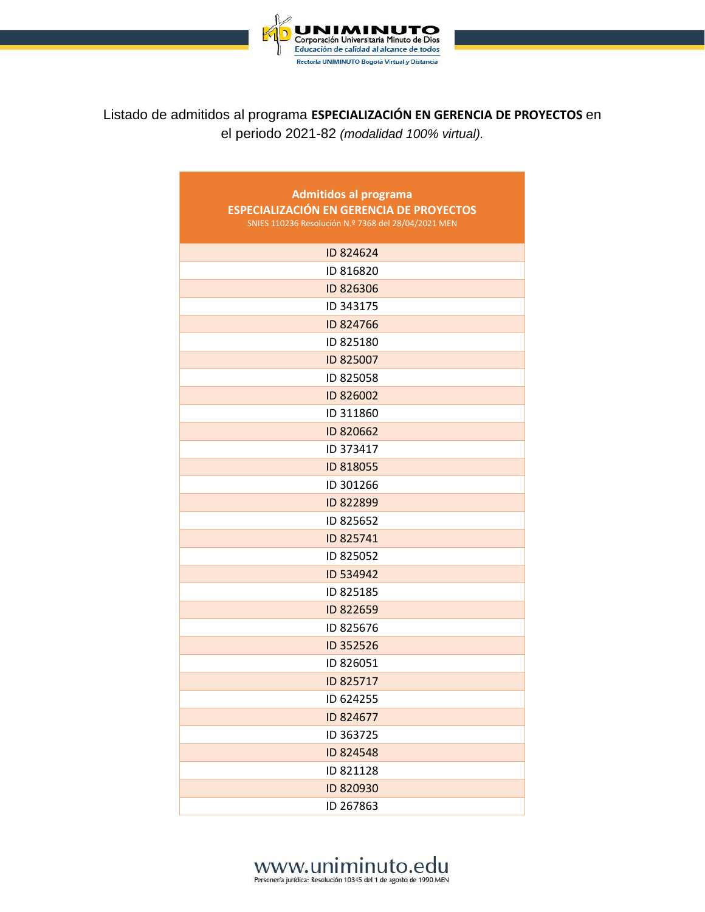Listado de admitidos al programa **ESPECIALIZACIÓN EN GERENCIA DE PROYECTOS** en el periodo 2021-82 *(modalidad 100% virtual).*

| Admitidos al programa **ESPECIALIZACIÓN EN GERENCIA DE PROYECTOS** SNIES 110236 Resolución N.º 7368 del 28/04/2021 MEN |
|---|
| ID 824624 |
| ID 816820 |
| ID 826306 |
| ID 343175 |
| ID 824766 |
| ID 825180 |
| ID 825007 |
| ID 825058 |
| ID 826002 |
| ID 311860 |
| ID 820662 |
| ID 373417 |
| ID 818055 |
| ID 301266 |
| ID 822899 |
| ID 825652 |
| ID 825741 |
| ID 825052 |
| ID 534942 |
| ID 825185 |
| ID 822659 |
| ID 825676 |
| ID 352526 |
| ID 826051 |
| ID 825717 |
| ID 624255 |
| ID 824677 |
| ID 363725 |
| ID 824548 |
| ID 821128 |
| ID 820930 |
| ID 267863 |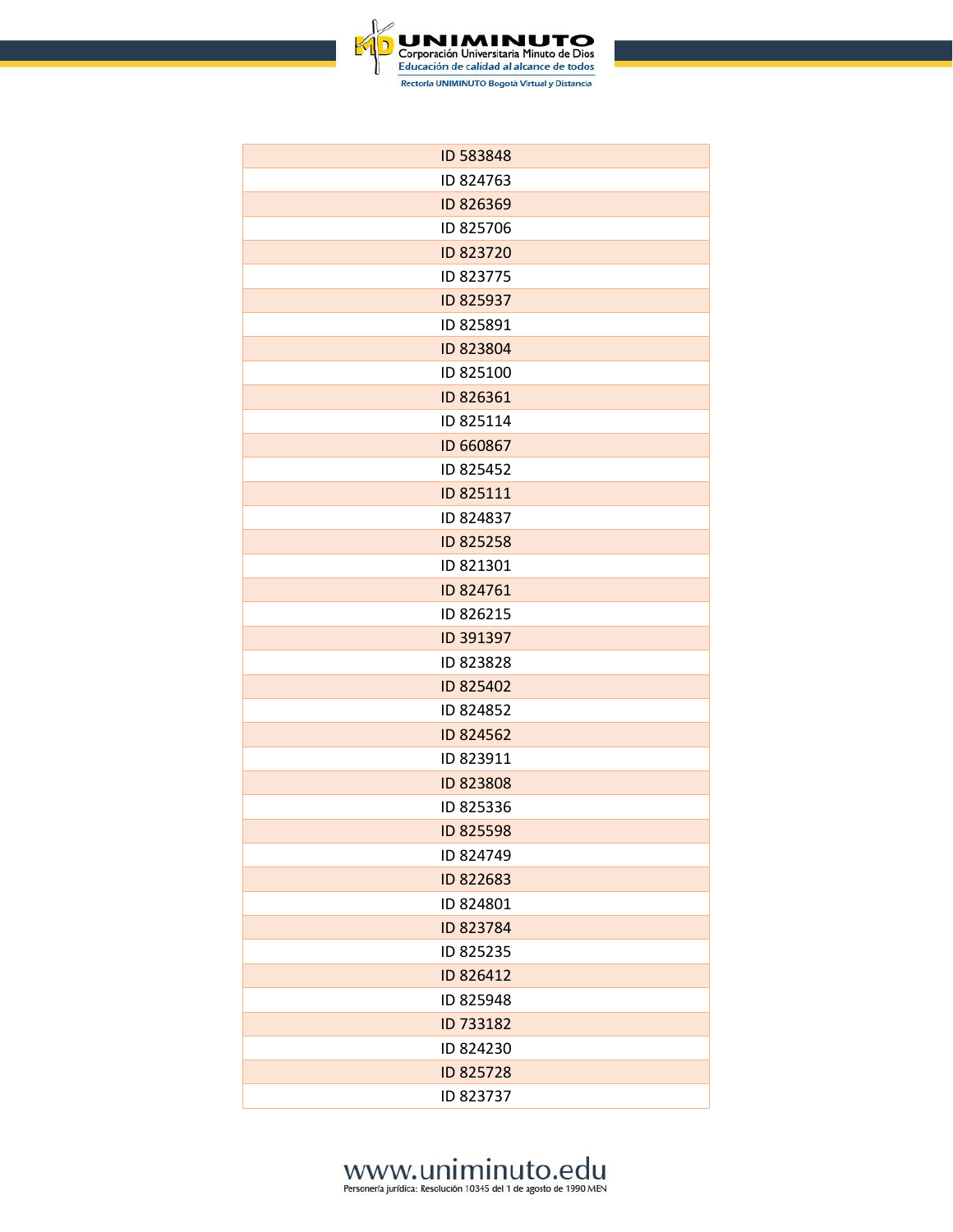| ID 583848 |
| --- |
| ID 824763 |
| ID 826369 |
| ID 825706 |
| ID 823720 |
| ID 823775 |
| ID 825937 |
| ID 825891 |
| ID 823804 |
| ID 825100 |
| ID 826361 |
| ID 825114 |
| ID 660867 |
| ID 825452 |
| ID 825111 |
| ID 824837 |
| ID 825258 |
| ID 821301 |
| ID 824761 |
| ID 826215 |
| ID 391397 |
| ID 823828 |
| ID 825402 |
| ID 824852 |
| ID 824562 |
| ID 823911 |
| ID 823808 |
| ID 825336 |
| ID 825598 |
| ID 824749 |
| ID 822683 |
| ID 824801 |
| ID 823784 |
| ID 825235 |
| ID 826412 |
| ID 825948 |
| ID 733182 |
| ID 824230 |
| ID 825728 |
| ID 823737 |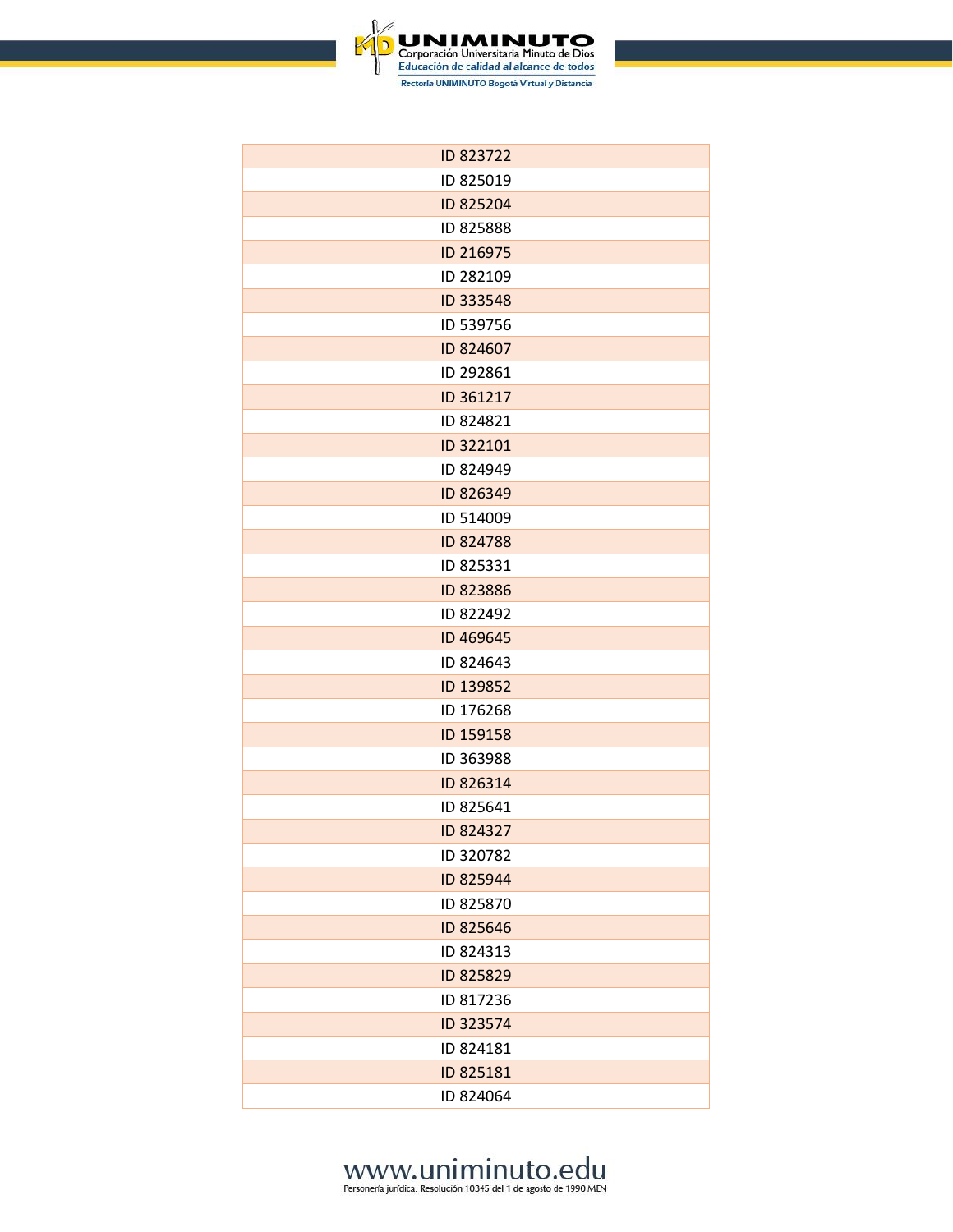| ID 823722 |
| --- |
| ID 825019 |
| ID 825204 |
| ID 825888 |
| ID 216975 |
| ID 282109 |
| ID 333548 |
| ID 539756 |
| ID 824607 |
| ID 292861 |
| ID 361217 |
| ID 824821 |
| ID 322101 |
| ID 824949 |
| ID 826349 |
| ID 514009 |
| ID 824788 |
| ID 825331 |
| ID 823886 |
| ID 822492 |
| ID 469645 |
| ID 824643 |
| ID 139852 |
| ID 176268 |
| ID 159158 |
| ID 363988 |
| ID 826314 |
| ID 825641 |
| ID 824327 |
| ID 320782 |
| ID 825944 |
| ID 825870 |
| ID 825646 |
| ID 824313 |
| ID 825829 |
| ID 817236 |
| ID 323574 |
| ID 824181 |
| ID 825181 |
| ID 824064 |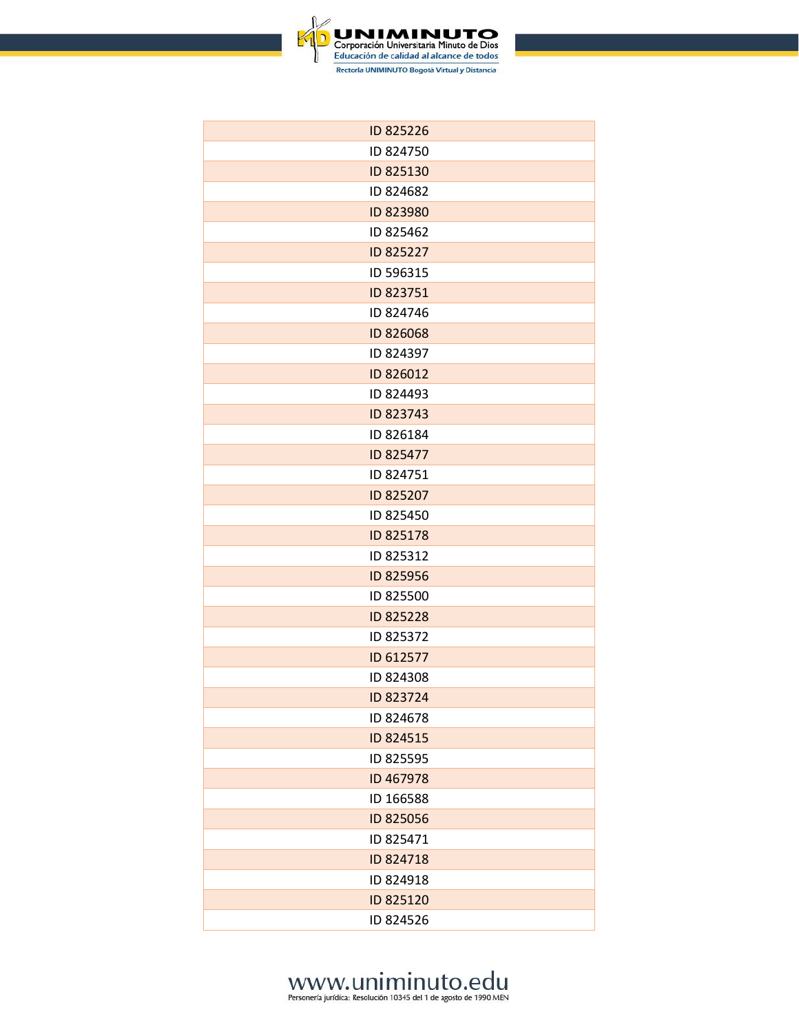| ID 825226 |
|---|
| ID 824750 |
| ID 825130 |
| ID 824682 |
| ID 823980 |
| ID 825462 |
| ID 825227 |
| ID 596315 |
| ID 823751 |
| ID 824746 |
| ID 826068 |
| ID 824397 |
| ID 826012 |
| ID 824493 |
| ID 823743 |
| ID 826184 |
| ID 825477 |
| ID 824751 |
| ID 825207 |
| ID 825450 |
| ID 825178 |
| ID 825312 |
| ID 825956 |
| ID 825500 |
| ID 825228 |
| ID 825372 |
| ID 612577 |
| ID 824308 |
| ID 823724 |
| ID 824678 |
| ID 824515 |
| ID 825595 |
| ID 467978 |
| ID 166588 |
| ID 825056 |
| ID 825471 |
| ID 824718 |
| ID 824918 |
| ID 825120 |
| ID 824526 |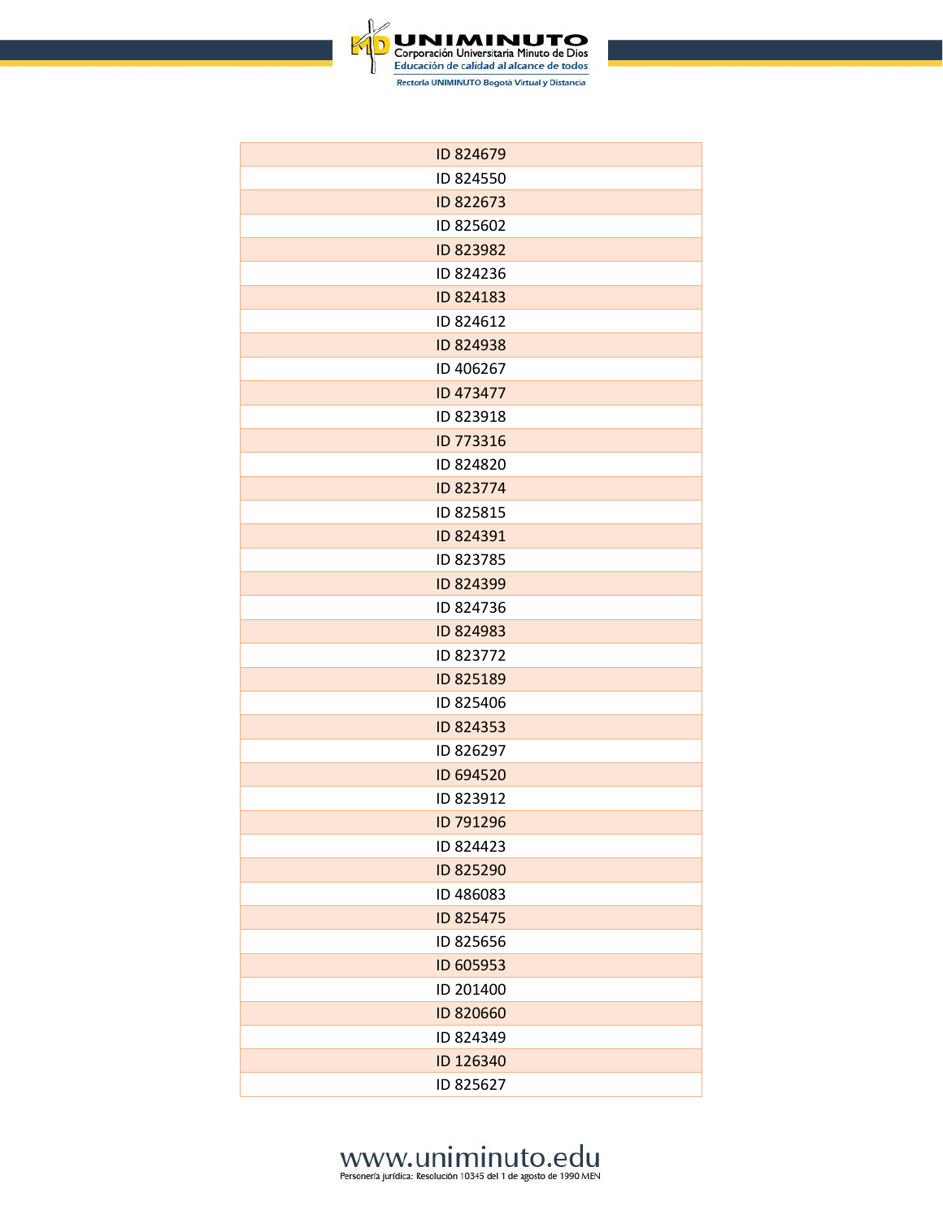| ID 824679 |
| --- |
| ID 824550 |
| ID 822673 |
| ID 825602 |
| ID 823982 |
| ID 824236 |
| ID 824183 |
| ID 824612 |
| ID 824938 |
| ID 406267 |
| ID 473477 |
| ID 823918 |
| ID 773316 |
| ID 824820 |
| ID 823774 |
| ID 825815 |
| ID 824391 |
| ID 823785 |
| ID 824399 |
| ID 824736 |
| ID 824983 |
| ID 823772 |
| ID 825189 |
| ID 825406 |
| ID 824353 |
| ID 826297 |
| ID 694520 |
| ID 823912 |
| ID 791296 |
| ID 824423 |
| ID 825290 |
| ID 486083 |
| ID 825475 |
| ID 825656 |
| ID 605953 |
| ID 201400 |
| ID 820660 |
| ID 824349 |
| ID 126340 |
| ID 825627 |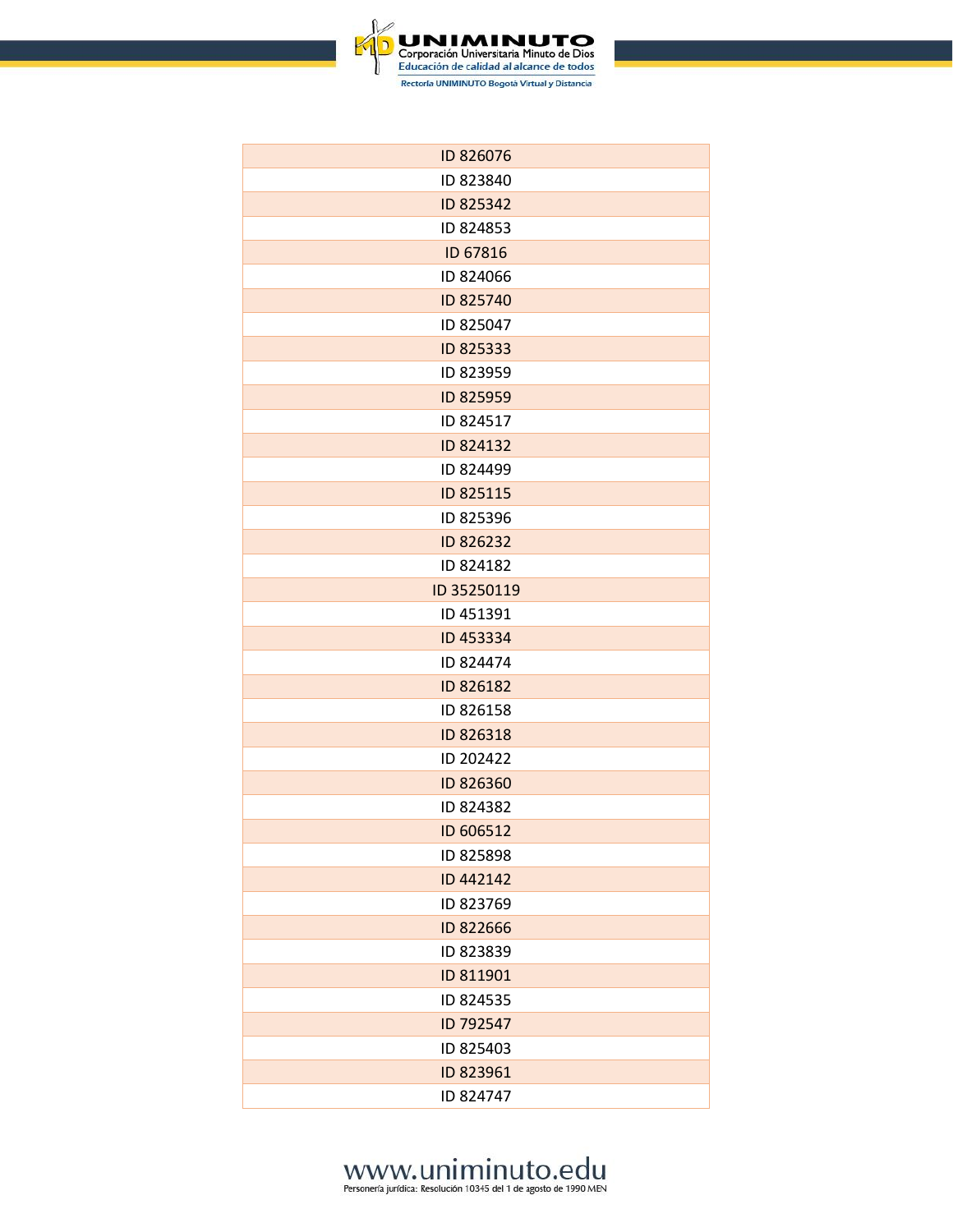| ID 826076 |
| --- |
| ID 823840 |
| ID 825342 |
| ID 824853 |
| ID 67816 |
| ID 824066 |
| ID 825740 |
| ID 825047 |
| ID 825333 |
| ID 823959 |
| ID 825959 |
| ID 824517 |
| ID 824132 |
| ID 824499 |
| ID 825115 |
| ID 825396 |
| ID 826232 |
| ID 824182 |
| ID 35250119 |
| ID 451391 |
| ID 453334 |
| ID 824474 |
| ID 826182 |
| ID 826158 |
| ID 826318 |
| ID 202422 |
| ID 826360 |
| ID 824382 |
| ID 606512 |
| ID 825898 |
| ID 442142 |
| ID 823769 |
| ID 822666 |
| ID 823839 |
| ID 811901 |
| ID 824535 |
| ID 792547 |
| ID 825403 |
| ID 823961 |
| ID 824747 |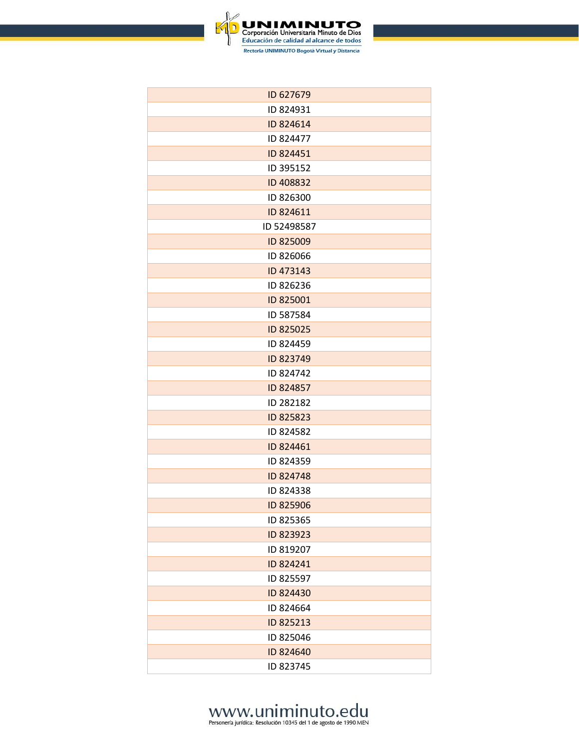| ID 627679 |
| --- |
| ID 824931 |
| ID 824614 |
| ID 824477 |
| ID 824451 |
| ID 395152 |
| ID 408832 |
| ID 826300 |
| ID 824611 |
| ID 52498587 |
| ID 825009 |
| ID 826066 |
| ID 473143 |
| ID 826236 |
| ID 825001 |
| ID 587584 |
| ID 825025 |
| ID 824459 |
| ID 823749 |
| ID 824742 |
| ID 824857 |
| ID 282182 |
| ID 825823 |
| ID 824582 |
| ID 824461 |
| ID 824359 |
| ID 824748 |
| ID 824338 |
| ID 825906 |
| ID 825365 |
| ID 823923 |
| ID 819207 |
| ID 824241 |
| ID 825597 |
| ID 824430 |
| ID 824664 |
| ID 825213 |
| ID 825046 |
| ID 824640 |
| ID 823745 |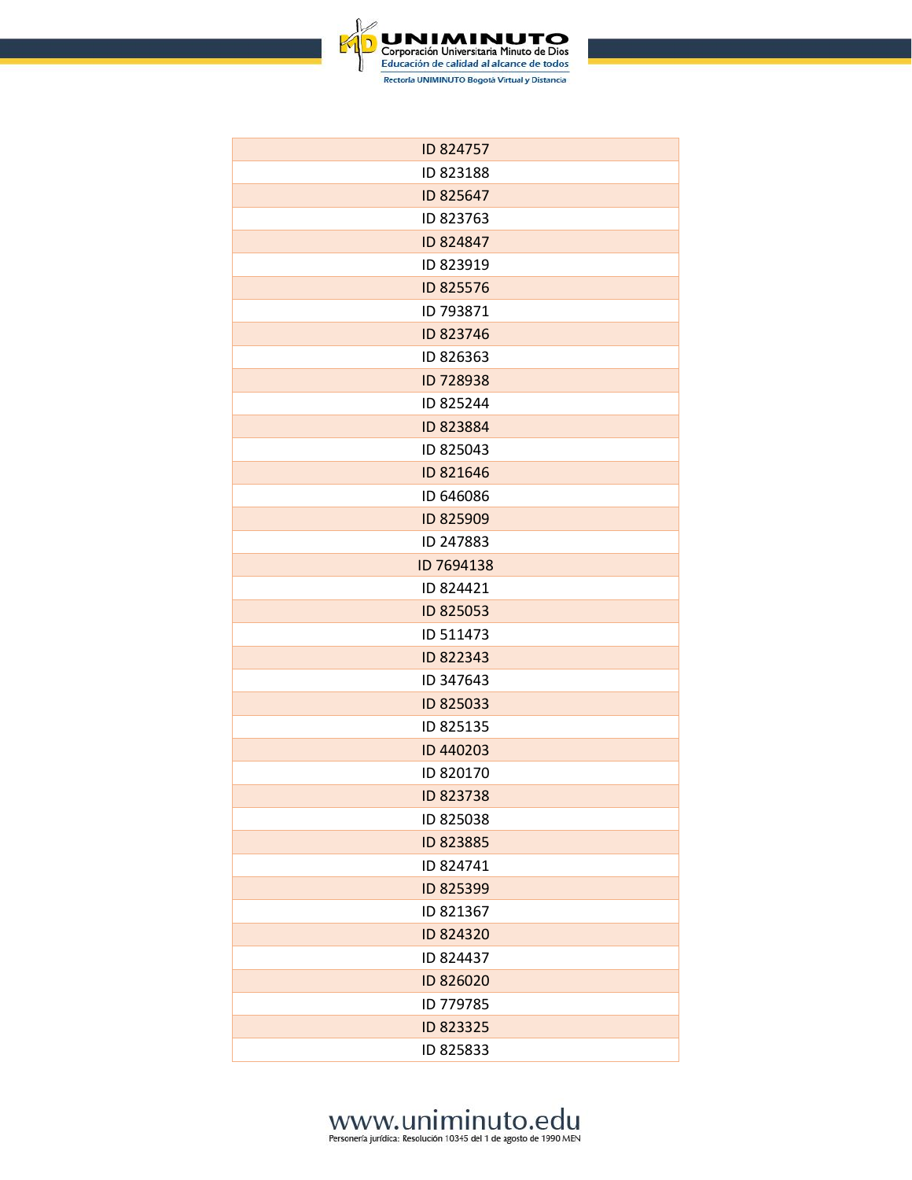| ID 824757 |
| --- |
| ID 823188 |
| ID 825647 |
| ID 823763 |
| ID 824847 |
| ID 823919 |
| ID 825576 |
| ID 793871 |
| ID 823746 |
| ID 826363 |
| ID 728938 |
| ID 825244 |
| ID 823884 |
| ID 825043 |
| ID 821646 |
| ID 646086 |
| ID 825909 |
| ID 247883 |
| ID 7694138 |
| ID 824421 |
| ID 825053 |
| ID 511473 |
| ID 822343 |
| ID 347643 |
| ID 825033 |
| ID 825135 |
| ID 440203 |
| ID 820170 |
| ID 823738 |
| ID 825038 |
| ID 823885 |
| ID 824741 |
| ID 825399 |
| ID 821367 |
| ID 824320 |
| ID 824437 |
| ID 826020 |
| ID 779785 |
| ID 823325 |
| ID 825833 |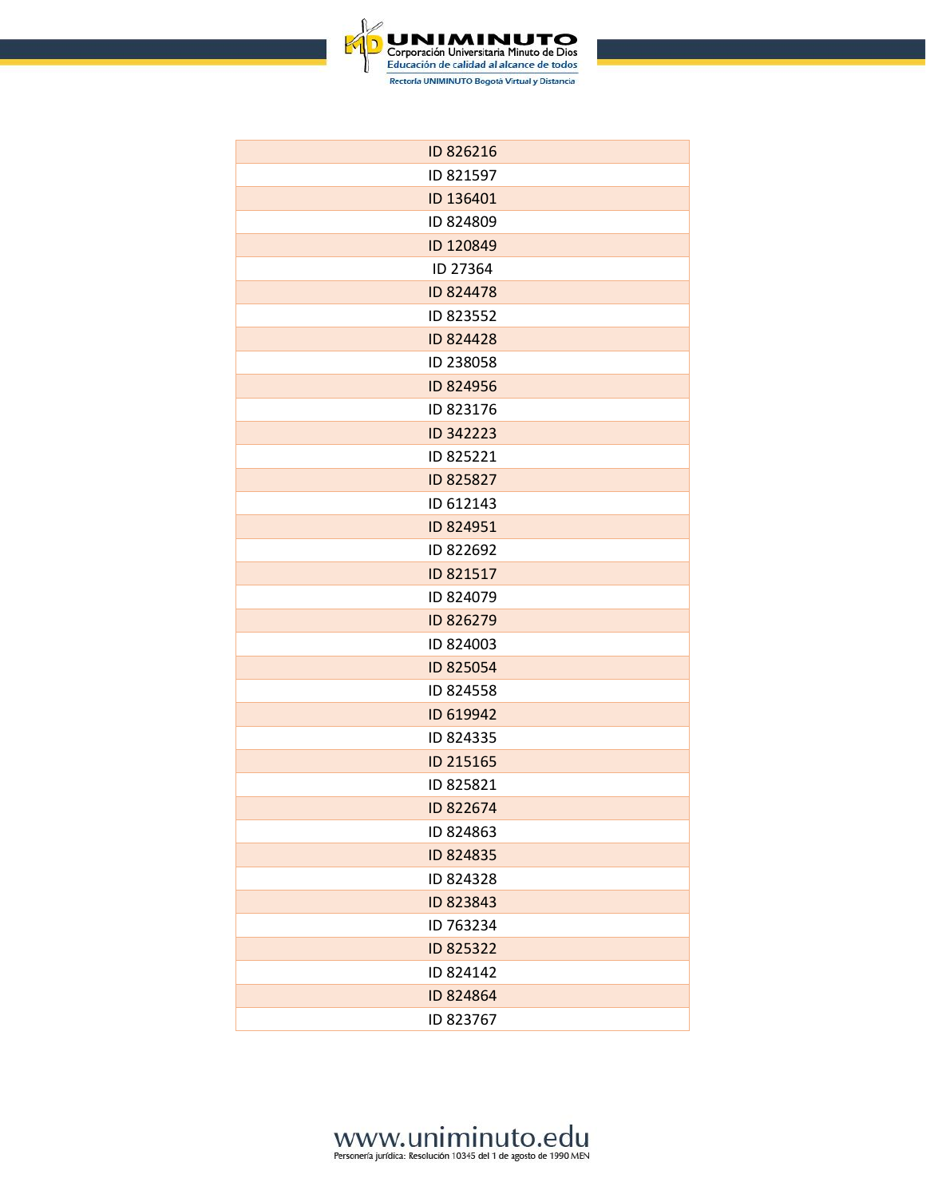| ID 826216 |
| --- |
| ID 821597 |
| ID 136401 |
| ID 824809 |
| ID 120849 |
| ID 27364 |
| ID 824478 |
| ID 823552 |
| ID 824428 |
| ID 238058 |
| ID 824956 |
| ID 823176 |
| ID 342223 |
| ID 825221 |
| ID 825827 |
| ID 612143 |
| ID 824951 |
| ID 822692 |
| ID 821517 |
| ID 824079 |
| ID 826279 |
| ID 824003 |
| ID 825054 |
| ID 824558 |
| ID 619942 |
| ID 824335 |
| ID 215165 |
| ID 825821 |
| ID 822674 |
| ID 824863 |
| ID 824835 |
| ID 824328 |
| ID 823843 |
| ID 763234 |
| ID 825322 |
| ID 824142 |
| ID 824864 |
| ID 823767 |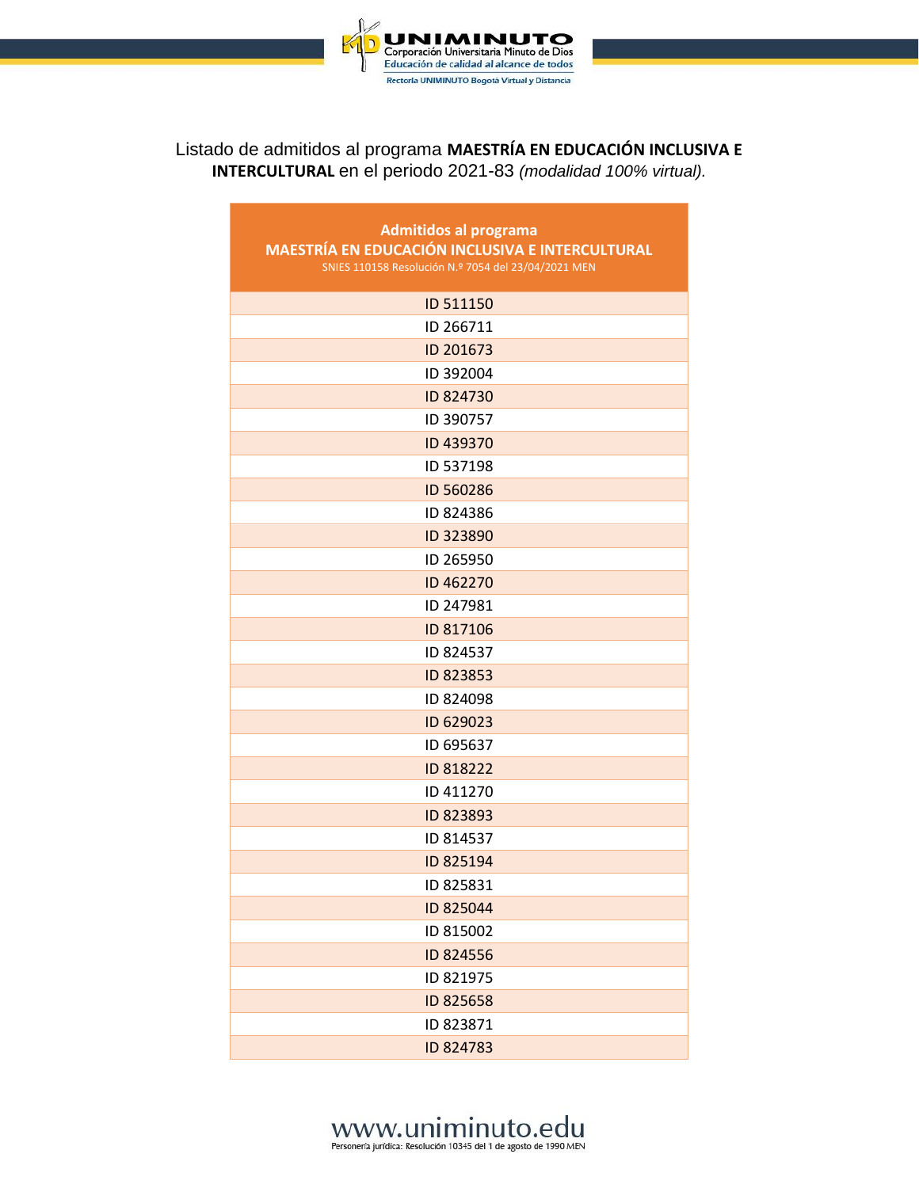Listado de admitidos al programa **MAESTRÍA EN EDUCACIÓN INCLUSIVA E INTERCULTURAL** en el periodo 2021-83 *(modalidad 100% virtual).*

| **Admitidos al programa**<br>**MAESTRÍA EN EDUCACIÓN INCLUSIVA E INTERCULTURAL**<br>SNIES 110158 Resolución N.º 7054 del 23/04/2021 MEN |
|---|
| ID 511150 |
| ID 266711 |
| ID 201673 |
| ID 392004 |
| ID 824730 |
| ID 390757 |
| ID 439370 |
| ID 537198 |
| ID 560286 |
| ID 824386 |
| ID 323890 |
| ID 265950 |
| ID 462270 |
| ID 247981 |
| ID 817106 |
| ID 824537 |
| ID 823853 |
| ID 824098 |
| ID 629023 |
| ID 695637 |
| ID 818222 |
| ID 411270 |
| ID 823893 |
| ID 814537 |
| ID 825194 |
| ID 825831 |
| ID 825044 |
| ID 815002 |
| ID 824556 |
| ID 821975 |
| ID 825658 |
| ID 823871 |
| ID 824783 |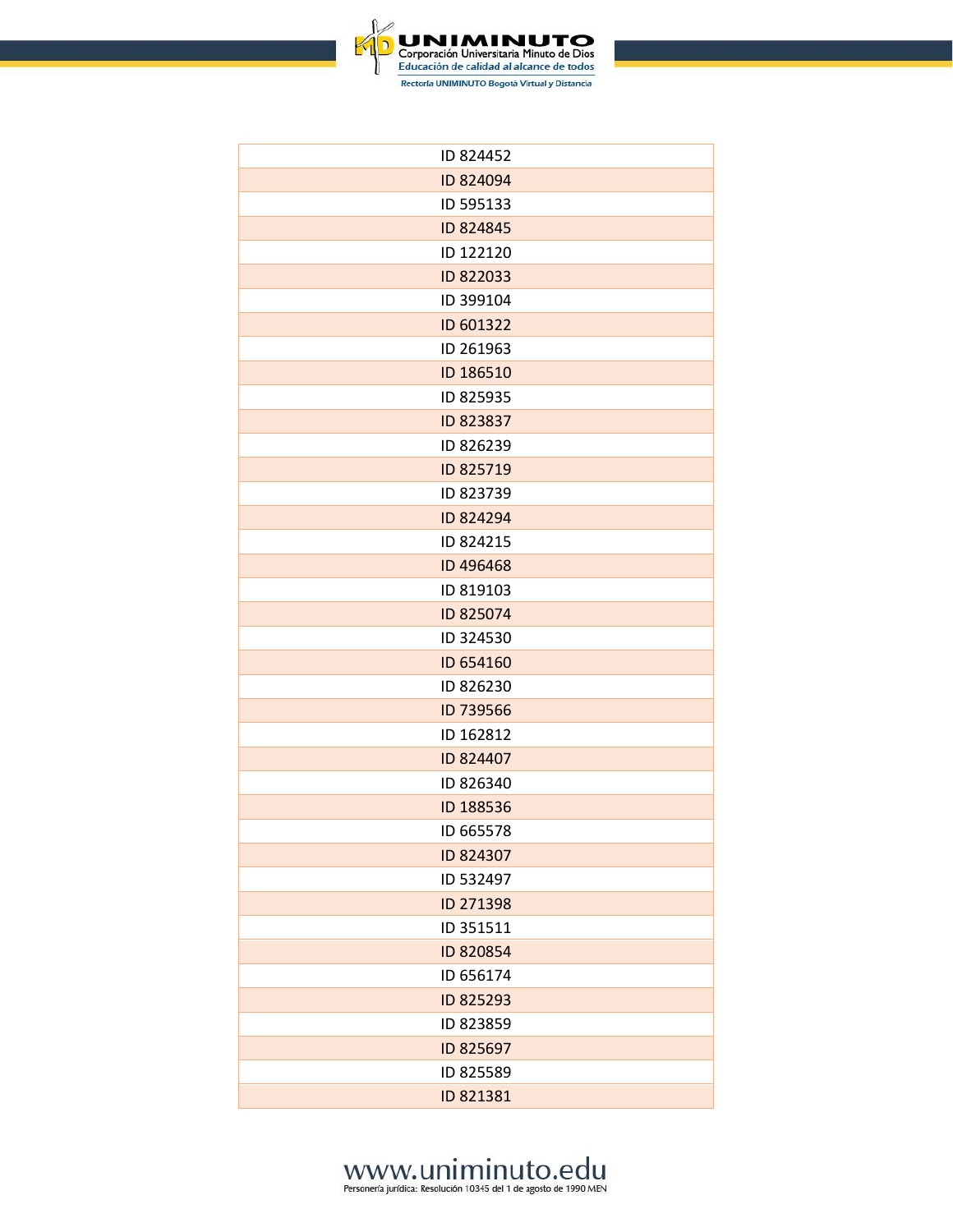| ID 824452 |
| --- |
| ID 824094 |
| ID 595133 |
| ID 824845 |
| ID 122120 |
| ID 822033 |
| ID 399104 |
| ID 601322 |
| ID 261963 |
| ID 186510 |
| ID 825935 |
| ID 823837 |
| ID 826239 |
| ID 825719 |
| ID 823739 |
| ID 824294 |
| ID 824215 |
| ID 496468 |
| ID 819103 |
| ID 825074 |
| ID 324530 |
| ID 654160 |
| ID 826230 |
| ID 739566 |
| ID 162812 |
| ID 824407 |
| ID 826340 |
| ID 188536 |
| ID 665578 |
| ID 824307 |
| ID 532497 |
| ID 271398 |
| ID 351511 |
| ID 820854 |
| ID 656174 |
| ID 825293 |
| ID 823859 |
| ID 825697 |
| ID 825589 |
| ID 821381 |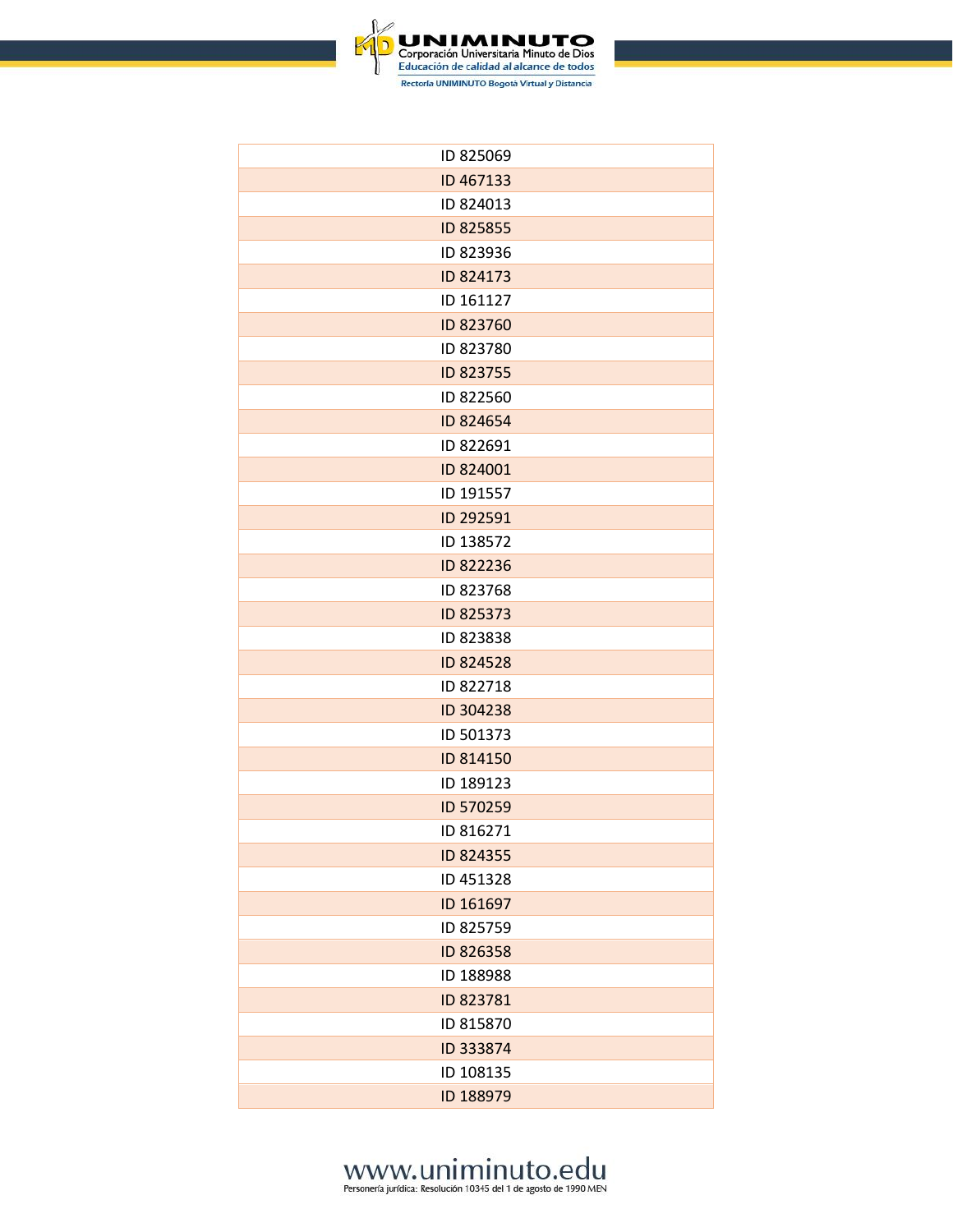| ID 825069 |
|---|
| ID 467133 |
| ID 824013 |
| ID 825855 |
| ID 823936 |
| ID 824173 |
| ID 161127 |
| ID 823760 |
| ID 823780 |
| ID 823755 |
| ID 822560 |
| ID 824654 |
| ID 822691 |
| ID 824001 |
| ID 191557 |
| ID 292591 |
| ID 138572 |
| ID 822236 |
| ID 823768 |
| ID 825373 |
| ID 823838 |
| ID 824528 |
| ID 822718 |
| ID 304238 |
| ID 501373 |
| ID 814150 |
| ID 189123 |
| ID 570259 |
| ID 816271 |
| ID 824355 |
| ID 451328 |
| ID 161697 |
| ID 825759 |
| ID 826358 |
| ID 188988 |
| ID 823781 |
| ID 815870 |
| ID 333874 |
| ID 108135 |
| ID 188979 |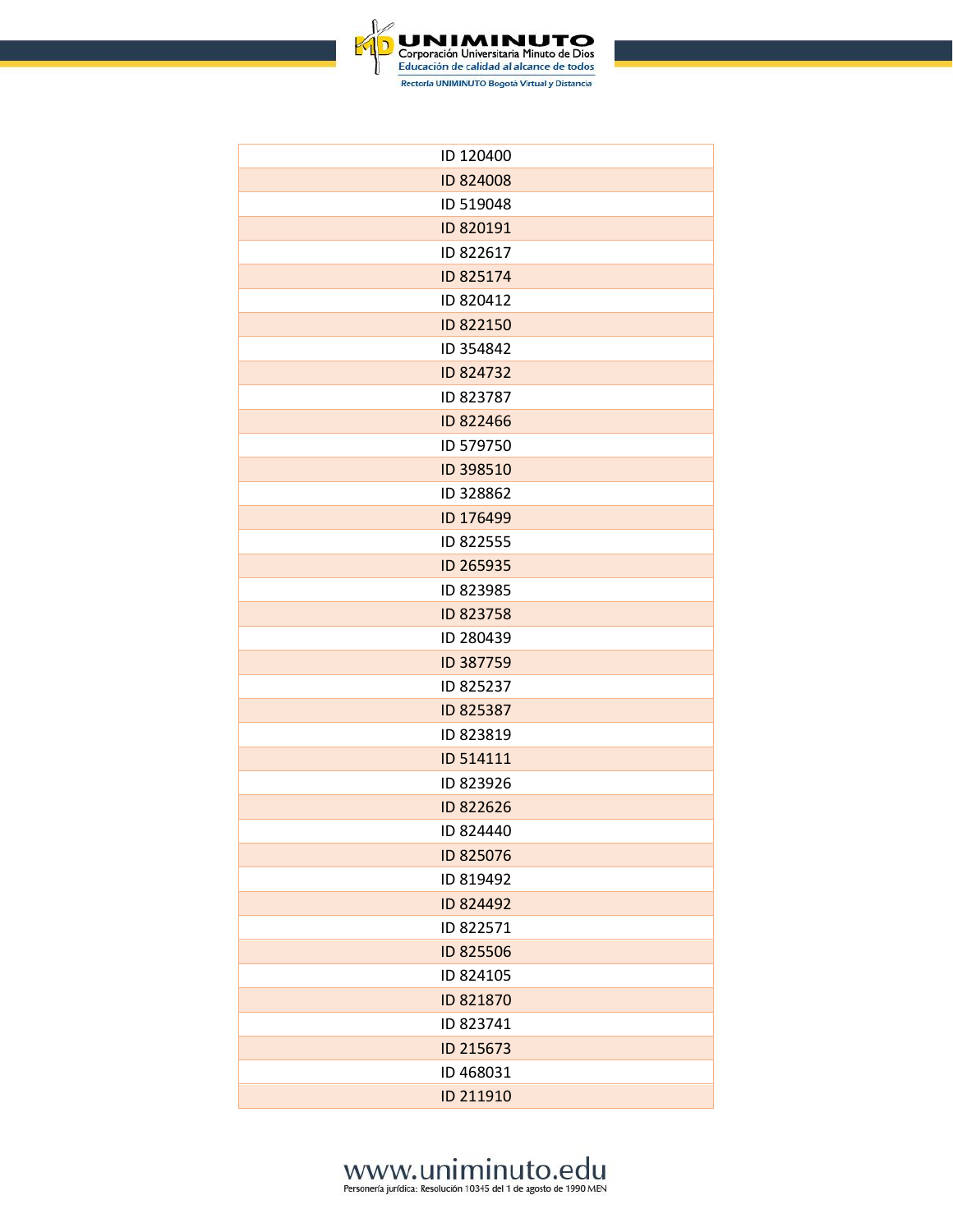| ID 120400 |
| --- |
| ID 824008 |
| ID 519048 |
| ID 820191 |
| ID 822617 |
| ID 825174 |
| ID 820412 |
| ID 822150 |
| ID 354842 |
| ID 824732 |
| ID 823787 |
| ID 822466 |
| ID 579750 |
| ID 398510 |
| ID 328862 |
| ID 176499 |
| ID 822555 |
| ID 265935 |
| ID 823985 |
| ID 823758 |
| ID 280439 |
| ID 387759 |
| ID 825237 |
| ID 825387 |
| ID 823819 |
| ID 514111 |
| ID 823926 |
| ID 822626 |
| ID 824440 |
| ID 825076 |
| ID 819492 |
| ID 824492 |
| ID 822571 |
| ID 825506 |
| ID 824105 |
| ID 821870 |
| ID 823741 |
| ID 215673 |
| ID 468031 |
| ID 211910 |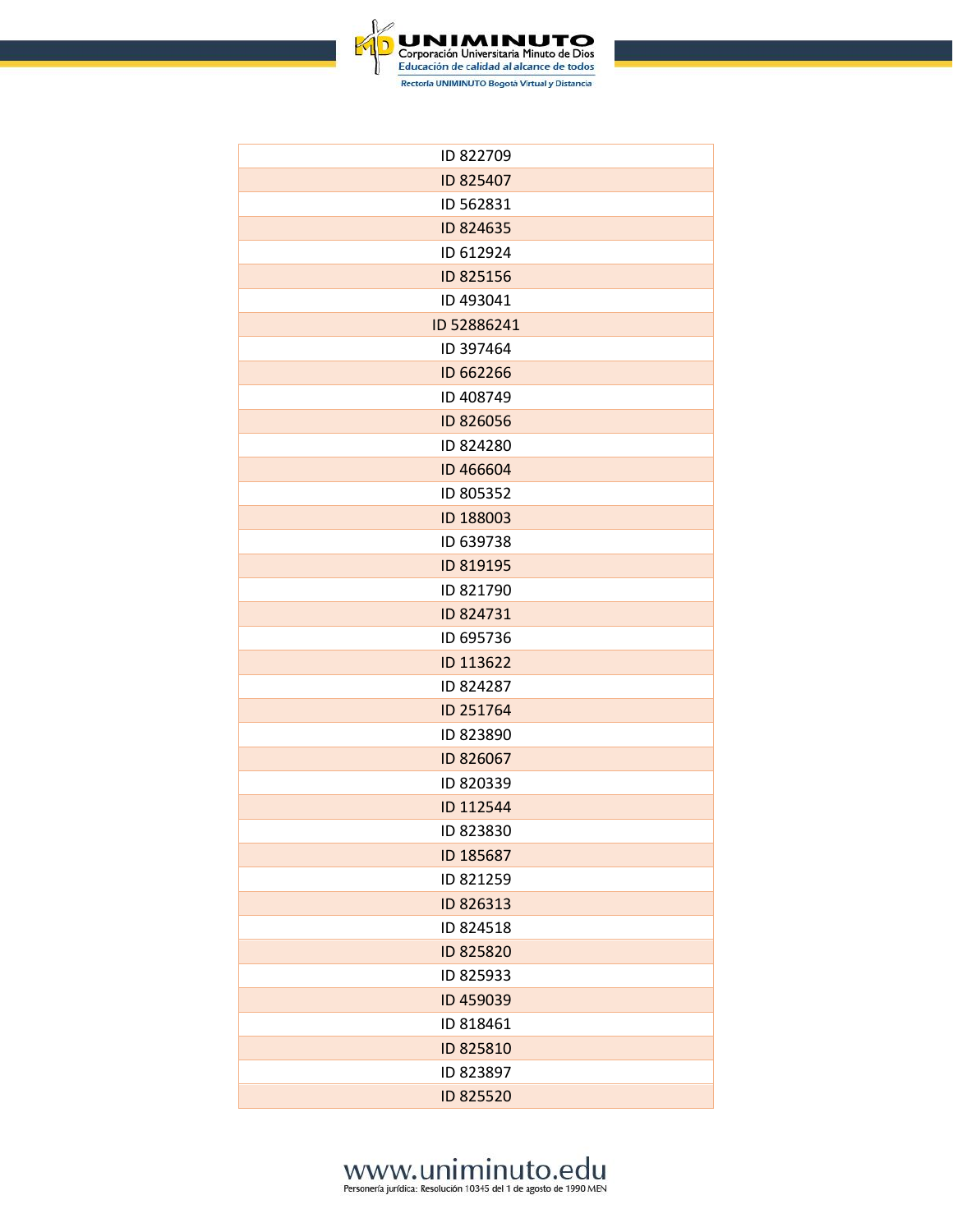| ID 822709 |
| --- |
| ID 825407 |
| ID 562831 |
| ID 824635 |
| ID 612924 |
| ID 825156 |
| ID 493041 |
| ID 52886241 |
| ID 397464 |
| ID 662266 |
| ID 408749 |
| ID 826056 |
| ID 824280 |
| ID 466604 |
| ID 805352 |
| ID 188003 |
| ID 639738 |
| ID 819195 |
| ID 821790 |
| ID 824731 |
| ID 695736 |
| ID 113622 |
| ID 824287 |
| ID 251764 |
| ID 823890 |
| ID 826067 |
| ID 820339 |
| ID 112544 |
| ID 823830 |
| ID 185687 |
| ID 821259 |
| ID 826313 |
| ID 824518 |
| ID 825820 |
| ID 825933 |
| ID 459039 |
| ID 818461 |
| ID 825810 |
| ID 823897 |
| ID 825520 |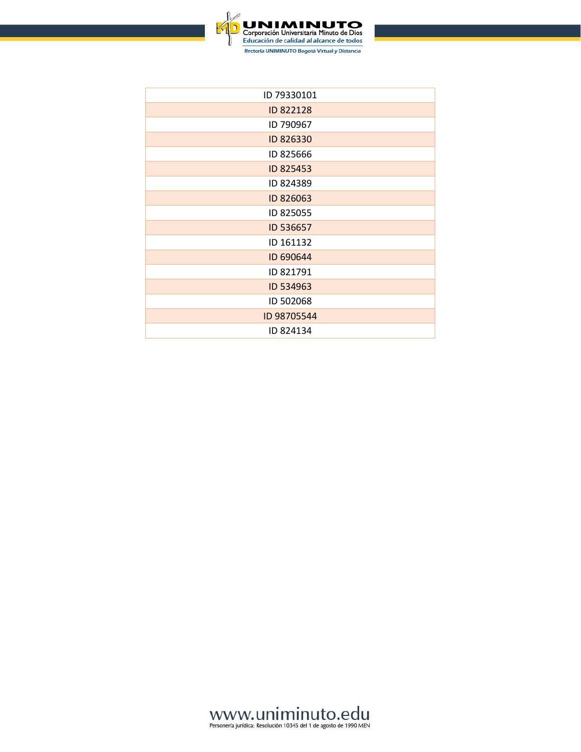| |
|---|
| ID 79330101 |
| ID 822128 |
| ID 790967 |
| ID 826330 |
| ID 825666 |
| ID 825453 |
| ID 824389 |
| ID 826063 |
| ID 825055 |
| ID 536657 |
| ID 161132 |
| ID 690644 |
| ID 821791 |
| ID 534963 |
| ID 502068 |
| ID 98705544 |
| ID 824134 |